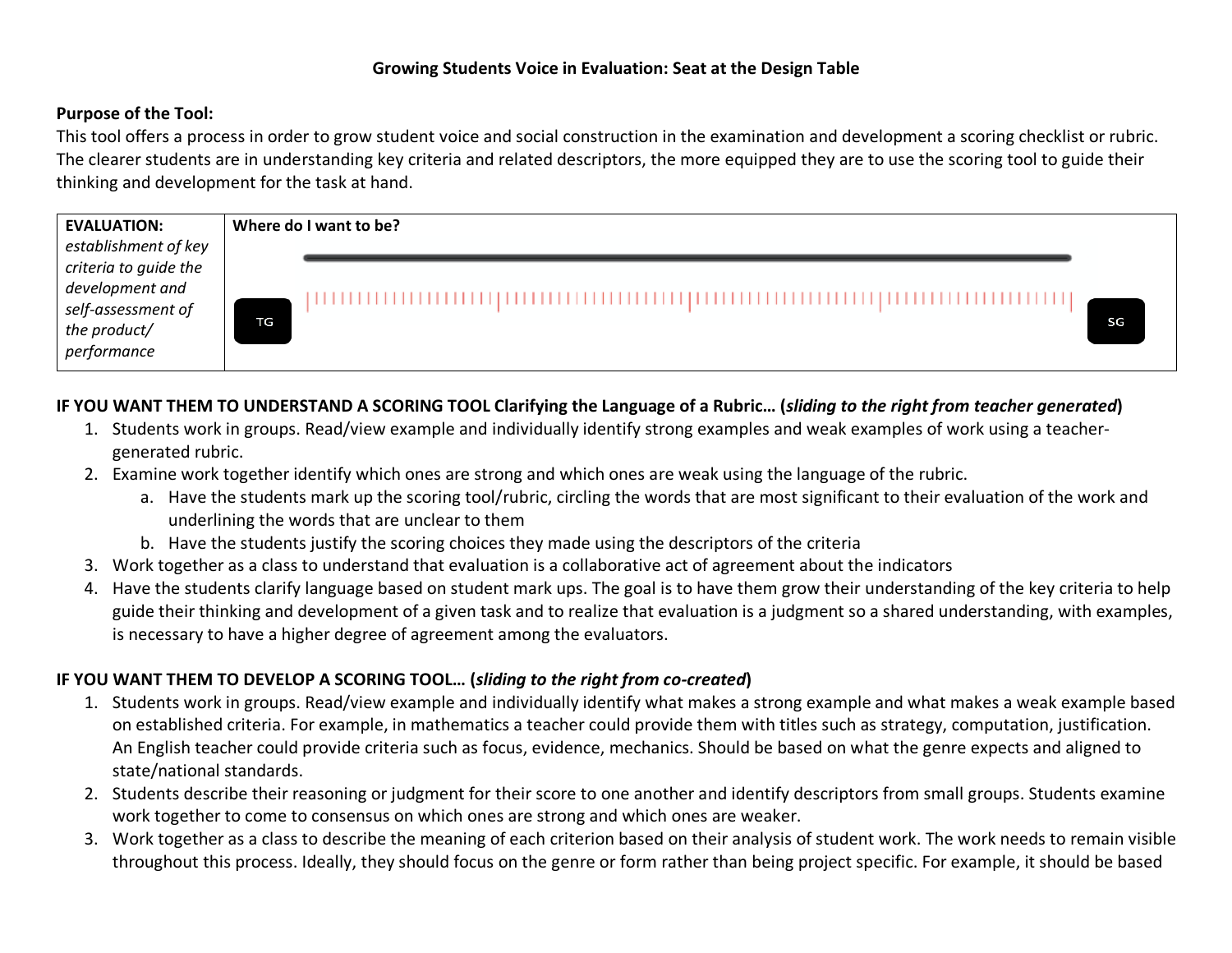**Growing Students Voice in Evaluation: Seat at the Design Table**

**Purpose of the Tool:**
This tool offers a process in order to grow student voice and social construction in the examination and development a scoring checklist or rubric. The clearer students are in understanding key criteria and related descriptors, the more equipped they are to use the scoring tool to guide their thinking and development for the task at hand.

| **EVALUATION:** *establishment of key criteria to guide the development and self-assessment of the product/ performance* | **Where do I want to be?** TG — SG |
|---|---|

**IF YOU WANT THEM TO UNDERSTAND A SCORING TOOL Clarifying the Language of a Rubric… (*sliding to the right from teacher generated*)**

1. Students work in groups. Read/view example and individually identify strong examples and weak examples of work using a teacher-generated rubric.
2. Examine work together identify which ones are strong and which ones are weak using the language of the rubric.
   a. Have the students mark up the scoring tool/rubric, circling the words that are most significant to their evaluation of the work and underlining the words that are unclear to them
   b. Have the students justify the scoring choices they made using the descriptors of the criteria
3. Work together as a class to understand that evaluation is a collaborative act of agreement about the indicators
4. Have the students clarify language based on student mark ups. The goal is to have them grow their understanding of the key criteria to help guide their thinking and development of a given task and to realize that evaluation is a judgment so a shared understanding, with examples, is necessary to have a higher degree of agreement among the evaluators.

**IF YOU WANT THEM TO DEVELOP A SCORING TOOL… (*sliding to the right from co-created*)**

1. Students work in groups. Read/view example and individually identify what makes a strong example and what makes a weak example based on established criteria. For example, in mathematics a teacher could provide them with titles such as strategy, computation, justification. An English teacher could provide criteria such as focus, evidence, mechanics. Should be based on what the genre expects and aligned to state/national standards.
2. Students describe their reasoning or judgment for their score to one another and identify descriptors from small groups. Students examine work together to come to consensus on which ones are strong and which ones are weaker.
3. Work together as a class to describe the meaning of each criterion based on their analysis of student work. The work needs to remain visible throughout this process. Ideally, they should focus on the genre or form rather than being project specific. For example, it should be based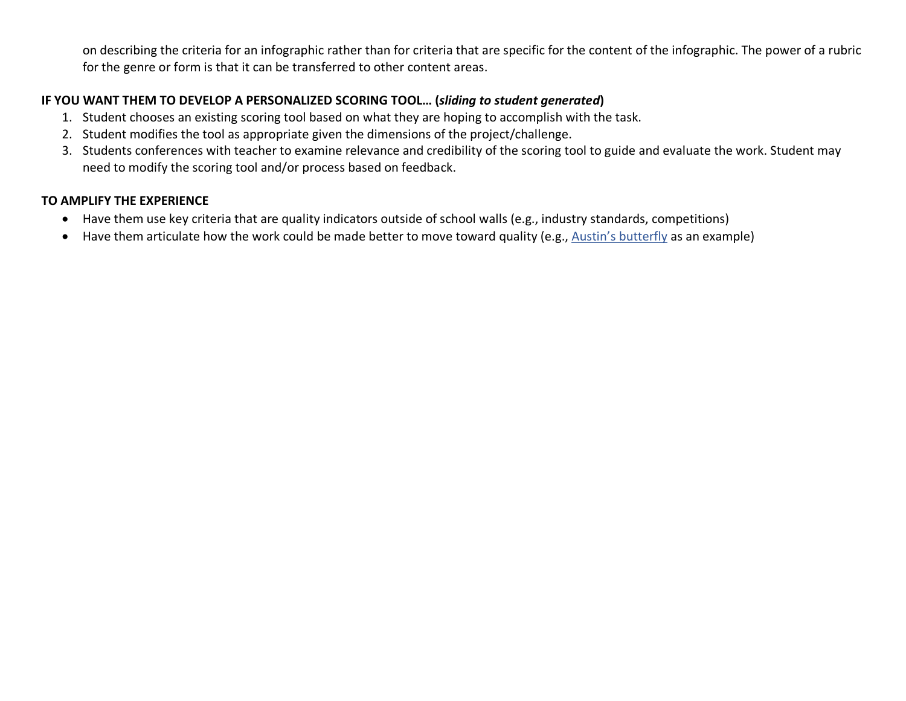on describing the criteria for an infographic rather than for criteria that are specific for the content of the infographic. The power of a rubric for the genre or form is that it can be transferred to other content areas.

**IF YOU WANT THEM TO DEVELOP A PERSONALIZED SCORING TOOL… (*sliding to student generated*)**

1. Student chooses an existing scoring tool based on what they are hoping to accomplish with the task.
2. Student modifies the tool as appropriate given the dimensions of the project/challenge.
3. Students conferences with teacher to examine relevance and credibility of the scoring tool to guide and evaluate the work. Student may need to modify the scoring tool and/or process based on feedback.

**TO AMPLIFY THE EXPERIENCE**

- Have them use key criteria that are quality indicators outside of school walls (e.g., industry standards, competitions)
- Have them articulate how the work could be made better to move toward quality (e.g., Austin's butterfly as an example)